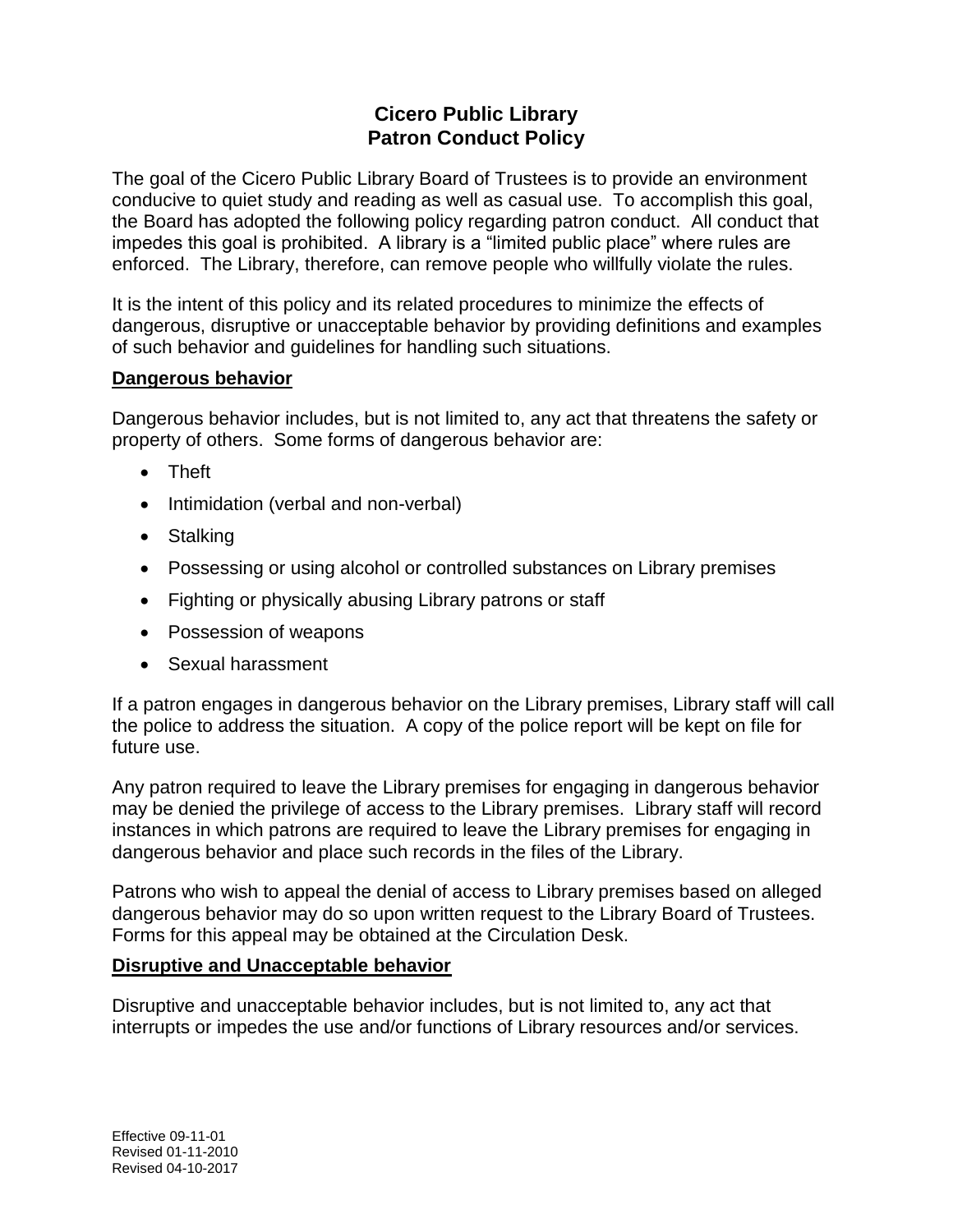# Cicero Public Library
# Patron Conduct Policy

The goal of the Cicero Public Library Board of Trustees is to provide an environment conducive to quiet study and reading as well as casual use. To accomplish this goal, the Board has adopted the following policy regarding patron conduct. All conduct that impedes this goal is prohibited. A library is a "limited public place" where rules are enforced. The Library, therefore, can remove people who willfully violate the rules.

It is the intent of this policy and its related procedures to minimize the effects of dangerous, disruptive or unacceptable behavior by providing definitions and examples of such behavior and guidelines for handling such situations.

**Dangerous behavior**

Dangerous behavior includes, but is not limited to, any act that threatens the safety or property of others. Some forms of dangerous behavior are:

- Theft
- Intimidation (verbal and non-verbal)
- Stalking
- Possessing or using alcohol or controlled substances on Library premises
- Fighting or physically abusing Library patrons or staff
- Possession of weapons
- Sexual harassment

If a patron engages in dangerous behavior on the Library premises, Library staff will call the police to address the situation. A copy of the police report will be kept on file for future use.

Any patron required to leave the Library premises for engaging in dangerous behavior may be denied the privilege of access to the Library premises. Library staff will record instances in which patrons are required to leave the Library premises for engaging in dangerous behavior and place such records in the files of the Library.

Patrons who wish to appeal the denial of access to Library premises based on alleged dangerous behavior may do so upon written request to the Library Board of Trustees. Forms for this appeal may be obtained at the Circulation Desk.

**Disruptive and Unacceptable behavior**

Disruptive and unacceptable behavior includes, but is not limited to, any act that interrupts or impedes the use and/or functions of Library resources and/or services.

Effective 09-11-01
Revised 01-11-2010
Revised 04-10-2017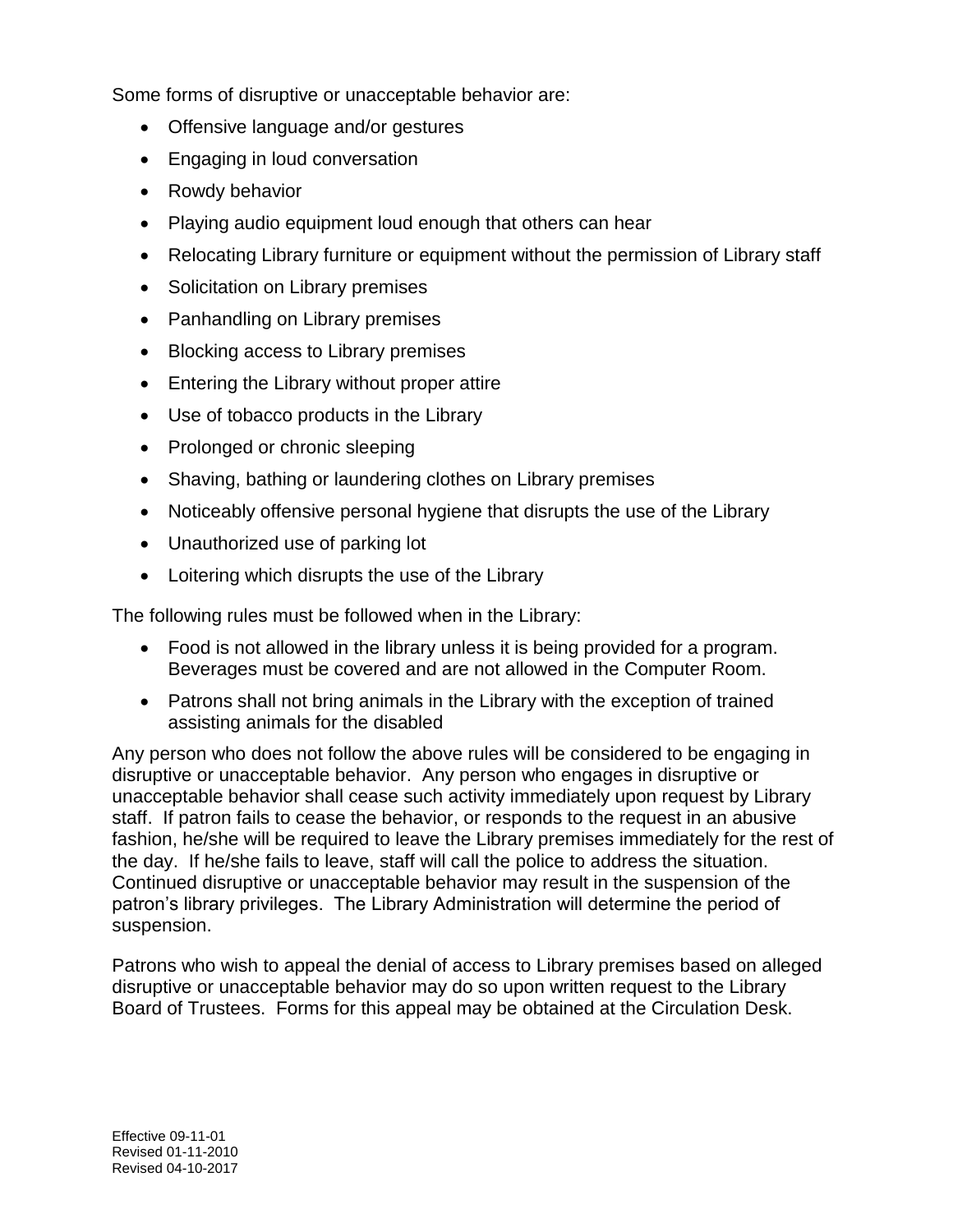Some forms of disruptive or unacceptable behavior are:

- Offensive language and/or gestures
- Engaging in loud conversation
- Rowdy behavior
- Playing audio equipment loud enough that others can hear
- Relocating Library furniture or equipment without the permission of Library staff
- Solicitation on Library premises
- Panhandling on Library premises
- Blocking access to Library premises
- Entering the Library without proper attire
- Use of tobacco products in the Library
- Prolonged or chronic sleeping
- Shaving, bathing or laundering clothes on Library premises
- Noticeably offensive personal hygiene that disrupts the use of the Library
- Unauthorized use of parking lot
- Loitering which disrupts the use of the Library

The following rules must be followed when in the Library:

- Food is not allowed in the library unless it is being provided for a program. Beverages must be covered and are not allowed in the Computer Room.
- Patrons shall not bring animals in the Library with the exception of trained assisting animals for the disabled

Any person who does not follow the above rules will be considered to be engaging in disruptive or unacceptable behavior. Any person who engages in disruptive or unacceptable behavior shall cease such activity immediately upon request by Library staff. If patron fails to cease the behavior, or responds to the request in an abusive fashion, he/she will be required to leave the Library premises immediately for the rest of the day. If he/she fails to leave, staff will call the police to address the situation. Continued disruptive or unacceptable behavior may result in the suspension of the patron's library privileges. The Library Administration will determine the period of suspension.

Patrons who wish to appeal the denial of access to Library premises based on alleged disruptive or unacceptable behavior may do so upon written request to the Library Board of Trustees. Forms for this appeal may be obtained at the Circulation Desk.

Effective 09-11-01
Revised 01-11-2010
Revised 04-10-2017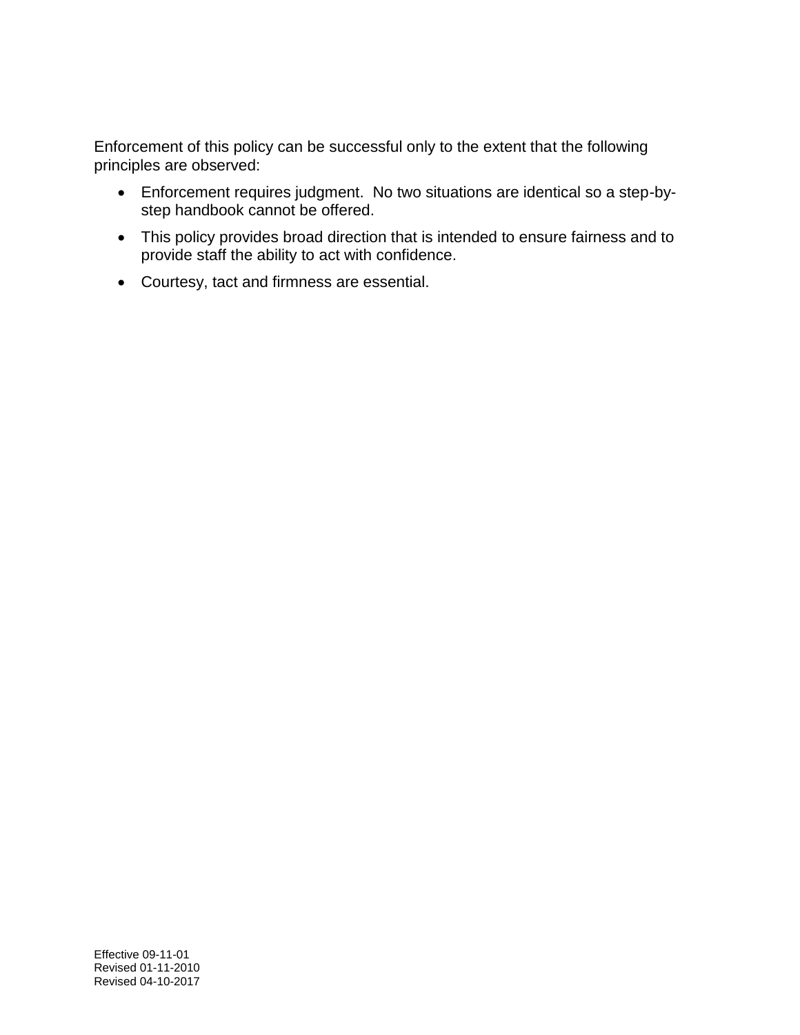Enforcement of this policy can be successful only to the extent that the following principles are observed:

- Enforcement requires judgment. No two situations are identical so a step-by-step handbook cannot be offered.
- This policy provides broad direction that is intended to ensure fairness and to provide staff the ability to act with confidence.
- Courtesy, tact and firmness are essential.

Effective 09-11-01
Revised 01-11-2010
Revised 04-10-2017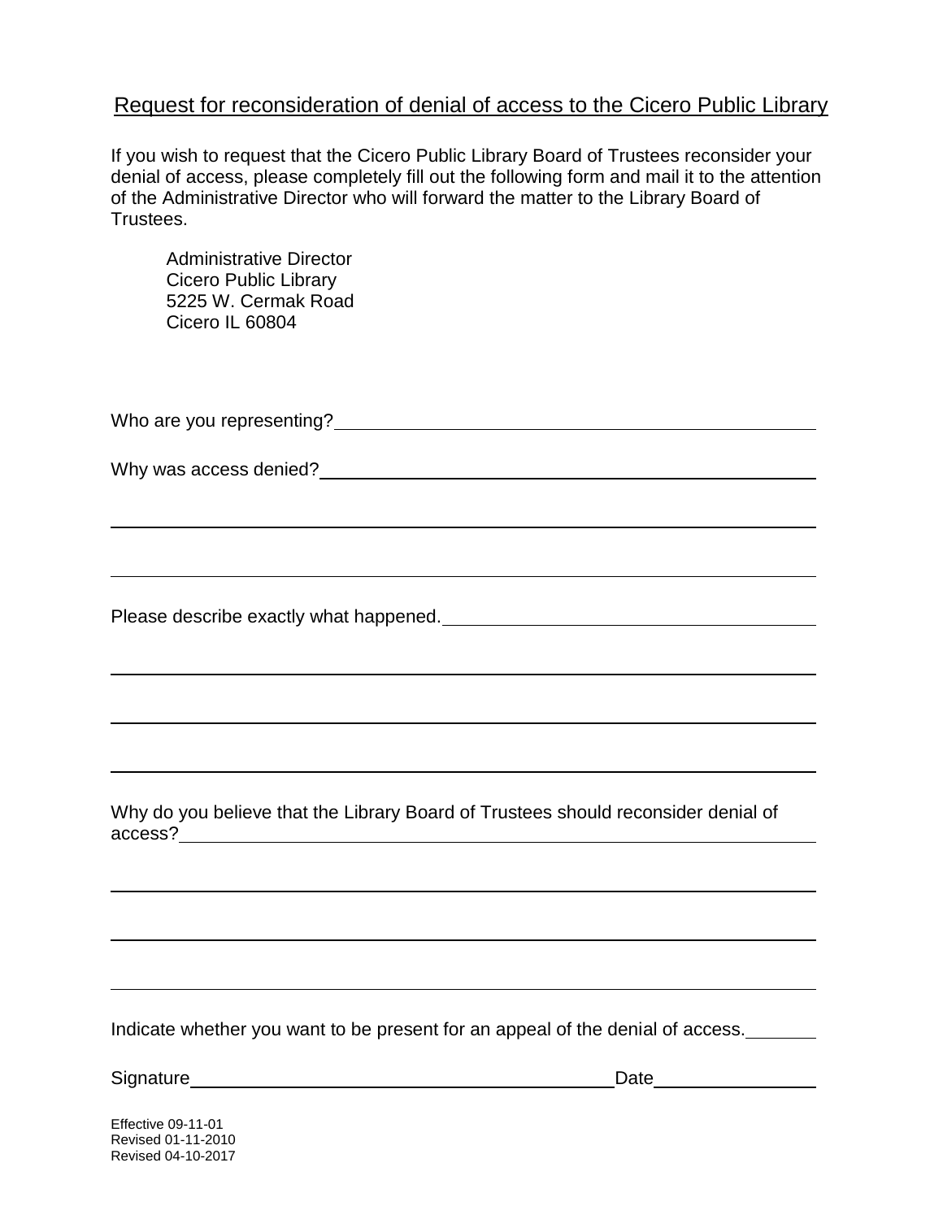# Request for reconsideration of denial of access to the Cicero Public Library

If you wish to request that the Cicero Public Library Board of Trustees reconsider your denial of access, please completely fill out the following form and mail it to the attention of the Administrative Director who will forward the matter to the Library Board of Trustees.

Administrative Director
Cicero Public Library
5225 W. Cermak Road
Cicero IL 60804

Who are you representing? ______________________________

Why was access denied? ______________________________

______________________________

______________________________

Please describe exactly what happened. ______________________________

______________________________

______________________________

______________________________

Why do you believe that the Library Board of Trustees should reconsider denial of access? ______________________________

______________________________

______________________________

______________________________

Indicate whether you want to be present for an appeal of the denial of access. ________

Signature ______________________________ Date ______________

Effective 09-11-01
Revised 01-11-2010
Revised 04-10-2017